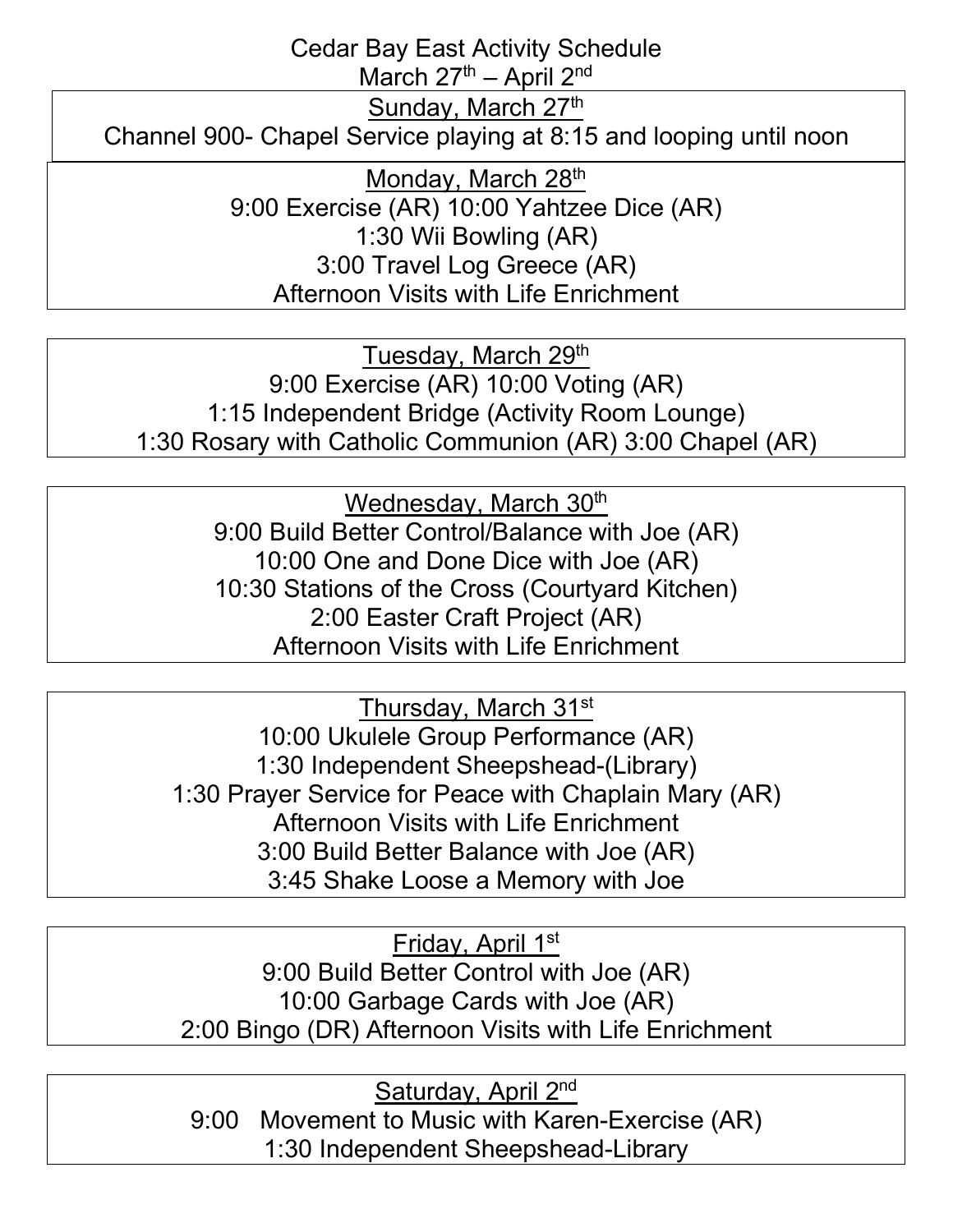# Cedar Bay East Activity Schedule

March 27th – April 2nd

**Sunday, March 27th**

Channel 900- Chapel Service playing at 8:15 and looping until noon

**Monday, March 28th**

9:00 Exercise (AR) 10:00 Yahtzee Dice (AR)
1:30 Wii Bowling (AR)
3:00 Travel Log Greece (AR)
Afternoon Visits with Life Enrichment

**Tuesday, March 29th**

9:00 Exercise (AR) 10:00 Voting (AR)
1:15 Independent Bridge (Activity Room Lounge)
1:30 Rosary with Catholic Communion (AR) 3:00 Chapel (AR)

**Wednesday, March 30th**

9:00 Build Better Control/Balance with Joe (AR)
10:00 One and Done Dice with Joe (AR)
10:30 Stations of the Cross (Courtyard Kitchen)
2:00 Easter Craft Project (AR)
Afternoon Visits with Life Enrichment

**Thursday, March 31st**

10:00 Ukulele Group Performance (AR)
1:30 Independent Sheepshead-(Library)
1:30 Prayer Service for Peace with Chaplain Mary (AR)
Afternoon Visits with Life Enrichment
3:00 Build Better Balance with Joe (AR)
3:45 Shake Loose a Memory with Joe

**Friday, April 1st**

9:00 Build Better Control with Joe (AR)
10:00 Garbage Cards with Joe (AR)
2:00 Bingo (DR) Afternoon Visits with Life Enrichment

**Saturday, April 2nd**

9:00 Movement to Music with Karen-Exercise (AR)
1:30 Independent Sheepshead-Library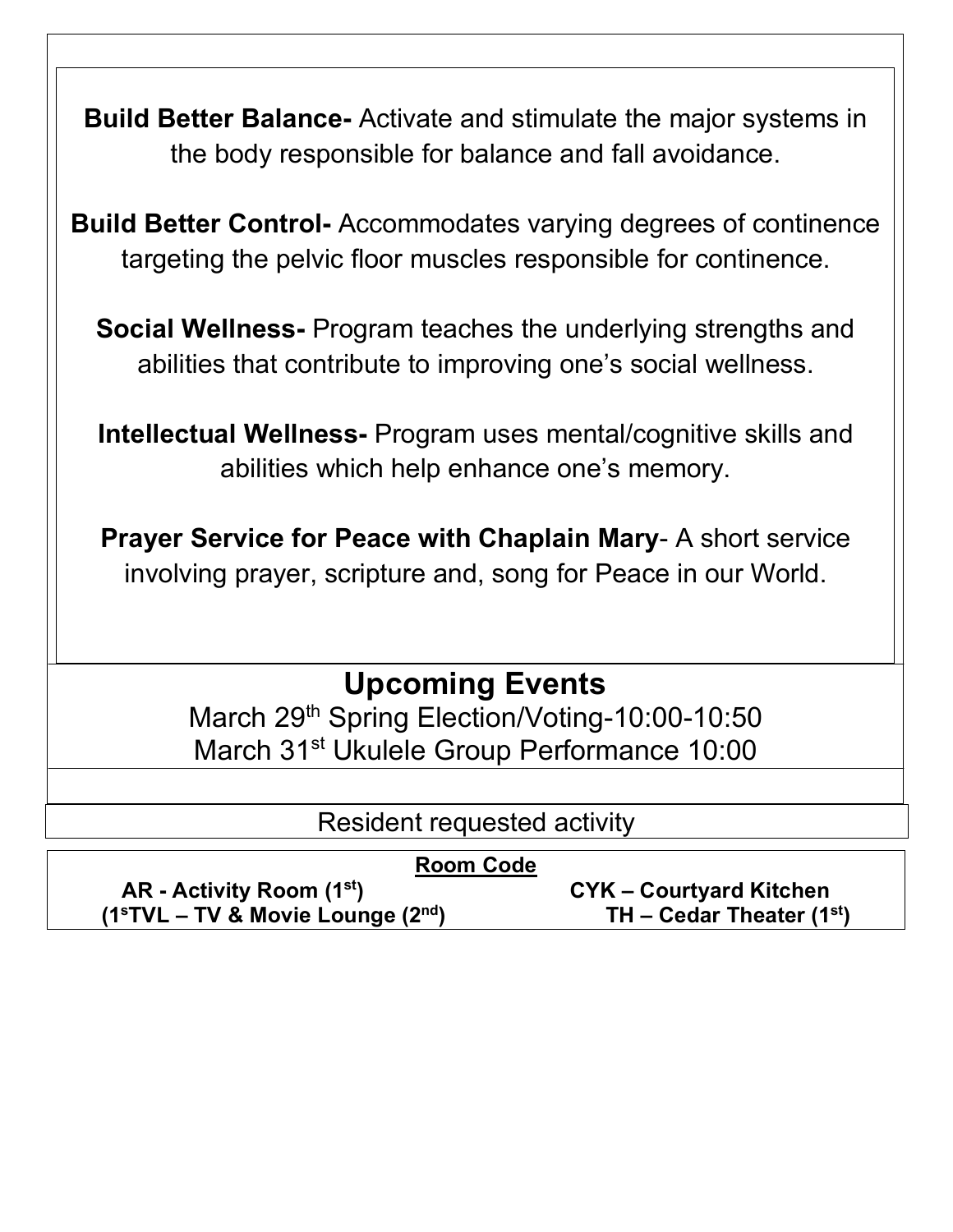**Build Better Balance-** Activate and stimulate the major systems in the body responsible for balance and fall avoidance.

**Build Better Control-** Accommodates varying degrees of continence targeting the pelvic floor muscles responsible for continence.

**Social Wellness-** Program teaches the underlying strengths and abilities that contribute to improving one's social wellness.

**Intellectual Wellness-** Program uses mental/cognitive skills and abilities which help enhance one's memory.

**Prayer Service for Peace with Chaplain Mary**- A short service involving prayer, scripture and, song for Peace in our World.

## Upcoming Events

March 29th Spring Election/Voting-10:00-10:50

March 31st Ukulele Group Performance 10:00

Resident requested activity

**Room Code**

**AR - Activity Room (1st)**

**CYK – Courtyard Kitchen**

**(1sTVL – TV & Movie Lounge (2nd)**

**TH – Cedar Theater (1st)**